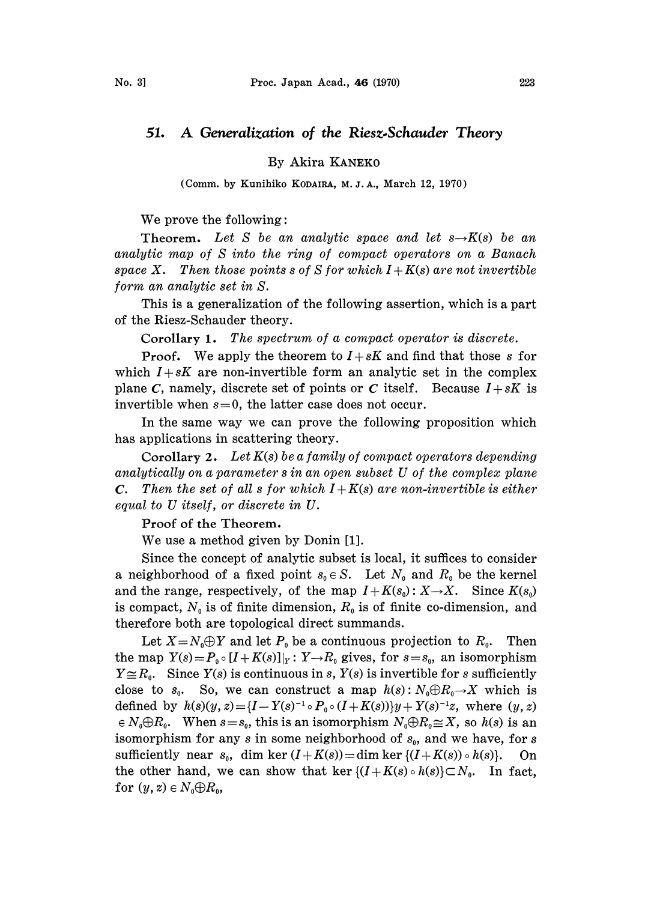# 51. A Generalization of the Riesz-Schauder Theory

By Akira KANEKO

(Comm. by Kunihiko KODAIRA, M. J. A., March 12, 1970)

We prove the following:

**Theorem.** *Let $S$ be an analytic space and let $s \to K(s)$ be an analytic map of $S$ into the ring of compact operators on a Banach space $X$. Then those points $s$ of $S$ for which $I+K(s)$ are not invertible form an analytic set in $S$.*

This is a generalization of the following assertion, which is a part of the Riesz-Schauder theory.

**Corollary 1.** *The spectrum of a compact operator is discrete.*

**Proof.** We apply the theorem to $I+sK$ and find that those $s$ for which $I+sK$ are non-invertible form an analytic set in the complex plane $\boldsymbol{C}$, namely, discrete set of points or $\boldsymbol{C}$ itself. Because $I+sK$ is invertible when $s=0$, the latter case does not occur.

In the same way we can prove the following proposition which has applications in scattering theory.

**Corollary 2.** *Let $K(s)$ be a family of compact operators depending analytically on a parameter $s$ in an open subset $U$ of the complex plane $\boldsymbol{C}$. Then the set of all $s$ for which $I+K(s)$ are non-invertible is either equal to $U$ itself, or discrete in $U$.*

**Proof of the Theorem.**

We use a method given by Donin [1].

Since the concept of analytic subset is local, it suffices to consider a neighborhood of a fixed point $s_0 \in S$. Let $N_0$ and $R_0$ be the kernel and the range, respectively, of the map $I+K(s_0): X \to X$. Since $K(s_0)$ is compact, $N_0$ is of finite dimension, $R_0$ is of finite co-dimension, and therefore both are topological direct summands.

Let $X = N_0 \oplus Y$ and let $P_0$ be a continuous projection to $R_0$. Then the map $Y(s) = P_0 \circ [I+K(s)]|_Y : Y \to R_0$ gives, for $s=s_0$, an isomorphism $Y \cong R_0$. Since $Y(s)$ is continuous in $s$, $Y(s)$ is invertible for $s$ sufficiently close to $s_0$. So, we can construct a map $h(s): N_0 \oplus R_0 \to X$ which is defined by $h(s)(y,z) = \{I - Y(s)^{-1} \circ P_0 \circ (I+K(s))\}y + Y(s)^{-1}z$, where $(y,z) \in N_0 \oplus R_0$. When $s=s_0$, this is an isomorphism $N_0 \oplus R_0 \cong X$, so $h(s)$ is an isomorphism for any $s$ in some neighborhood of $s_0$, and we have, for $s$ sufficiently near $s_0$, $\dim \ker (I+K(s)) = \dim \ker \{(I+K(s)) \circ h(s)\}$. On the other hand, we can show that $\ker \{(I+K(s) \circ h(s)\} \subset N_0$. In fact, for $(y,z) \in N_0 \oplus R_0$,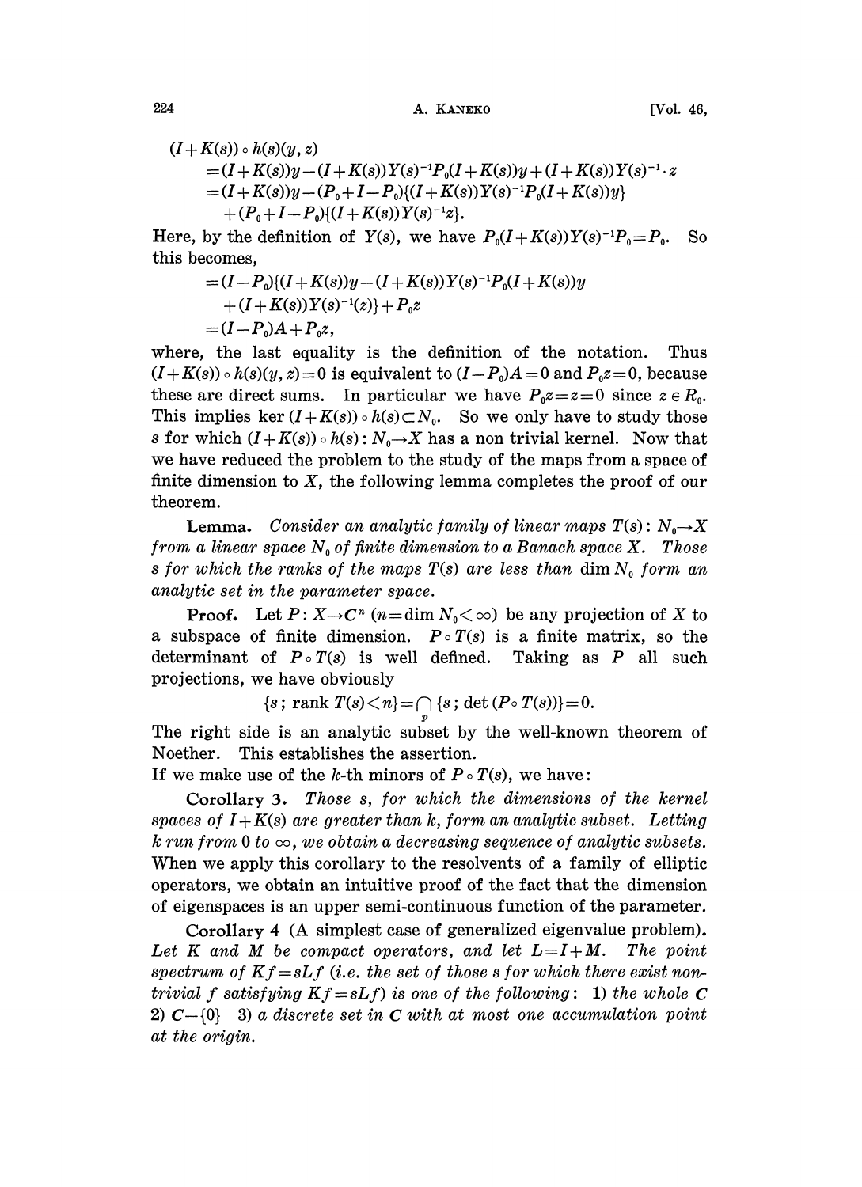$$
\begin{aligned}
(I+K(s)) \circ h(s)(y, z) &= (I+K(s))y - (I+K(s))Y(s)^{-1}P_0(I+K(s))y + (I+K(s))Y(s)^{-1} \cdot z \\
&= (I+K(s))y - (P_0 + I - P_0)\{(I+K(s))Y(s)^{-1}P_0(I+K(s))y\} \\
&\quad + (P_0 + I - P_0)\{(I+K(s))Y(s)^{-1}z\}.
\end{aligned}
$$

Here, by the definition of $Y(s)$, we have $P_0(I+K(s))Y(s)^{-1}P_0 = P_0$. So this becomes,

$$
\begin{aligned}
&= (I-P_0)\{(I+K(s))y - (I+K(s))Y(s)^{-1}P_0(I+K(s))y \\
&\quad + (I+K(s))Y(s)^{-1}(z)\} + P_0 z \\
&= (I-P_0)A + P_0 z,
\end{aligned}
$$

where, the last equality is the definition of the notation. Thus $(I+K(s)) \circ h(s)(y, z) = 0$ is equivalent to $(I-P_0)A = 0$ and $P_0 z = 0$, because these are direct sums. In particular we have $P_0 z = z = 0$ since $z \in R_0$. This implies $\ker (I+K(s)) \circ h(s) \subset N_0$. So we only have to study those $s$ for which $(I+K(s)) \circ h(s) : N_0 \to X$ has a non trivial kernel. Now that we have reduced the problem to the study of the maps from a space of finite dimension to $X$, the following lemma completes the proof of our theorem.

**Lemma.** *Consider an analytic family of linear maps $T(s) : N_0 \to X$ from a linear space $N_0$ of finite dimension to a Banach space $X$. Those $s$ for which the ranks of the maps $T(s)$ are less than $\dim N_0$ form an analytic set in the parameter space.*

**Proof.** Let $P : X \to C^n$ ($n = \dim N_0 < \infty$) be any projection of $X$ to a subspace of finite dimension. $P \circ T(s)$ is a finite matrix, so the determinant of $P \circ T(s)$ is well defined. Taking as $P$ all such projections, we have obviously

$$\{s ; \operatorname{rank} T(s) < n\} = \bigcap_{P} \{s ; \det (P \circ T(s))\} = 0.$$

The right side is an analytic subset by the well-known theorem of Noether. This establishes the assertion.

If we make use of the $k$-th minors of $P \circ T(s)$, we have:

**Corollary 3.** *Those $s$, for which the dimensions of the kernel spaces of $I + K(s)$ are greater than $k$, form an analytic subset. Letting $k$ run from $0$ to $\infty$, we obtain a decreasing sequence of analytic subsets.* When we apply this corollary to the resolvents of a family of elliptic operators, we obtain an intuitive proof of the fact that the dimension of eigenspaces is an upper semi-continuous function of the parameter.

**Corollary 4** (A simplest case of generalized eigenvalue problem). *Let $K$ and $M$ be compact operators, and let $L = I + M$. The point spectrum of $Kf = sLf$ (i.e. the set of those $s$ for which there exist non-trivial $f$ satisfying $Kf = sLf$) is one of the following:* 1) *the whole* $C$ 2) $C - \{0\}$ 3) *a discrete set in* $C$ *with at most one accumulation point at the origin.*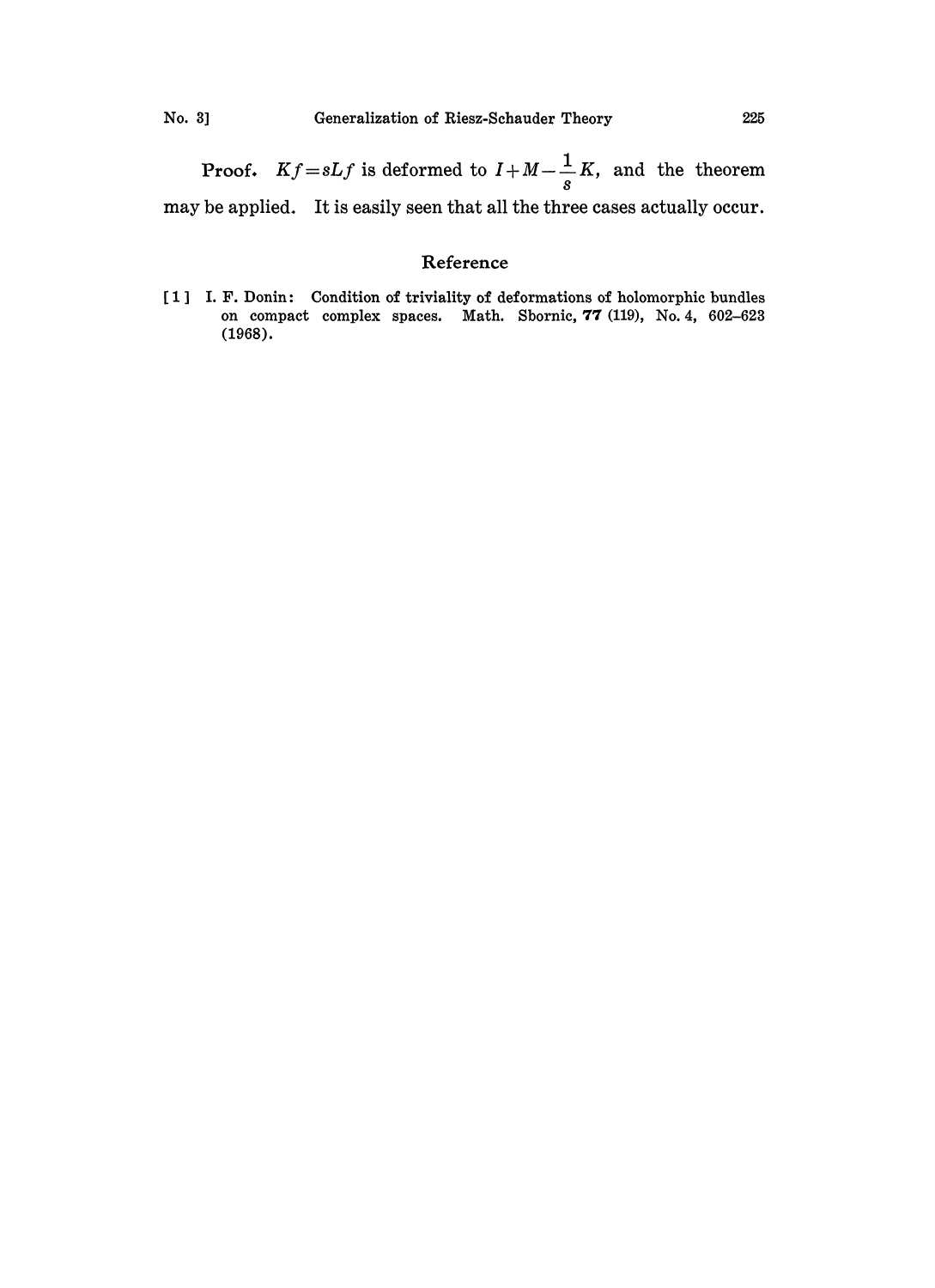**Proof.** $Kf = sLf$ is deformed to $I + M - \frac{1}{s}K$, and the theorem may be applied. It is easily seen that all the three cases actually occur.

## Reference

[1] I. F. Donin: Condition of triviality of deformations of holomorphic bundles on compact complex spaces. Math. Sbornic, **77** (119), No. 4, 602–623 (1968).